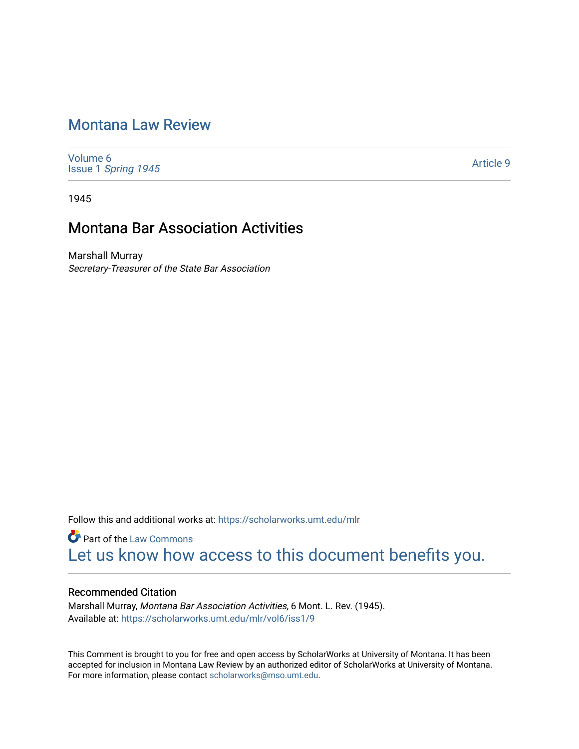# Montana Law Review

Volume 6
Issue 1 *Spring 1945*

Article 9

1945

## Montana Bar Association Activities

Marshall Murray
*Secretary-Treasurer of the State Bar Association*

Follow this and additional works at: https://scholarworks.umt.edu/mlr

Part of the Law Commons

Let us know how access to this document benefits you.

### Recommended Citation

Marshall Murray, *Montana Bar Association Activities,* 6 Mont. L. Rev. (1945).
Available at: https://scholarworks.umt.edu/mlr/vol6/iss1/9

This Comment is brought to you for free and open access by ScholarWorks at University of Montana. It has been accepted for inclusion in Montana Law Review by an authorized editor of ScholarWorks at University of Montana. For more information, please contact scholarworks@mso.umt.edu.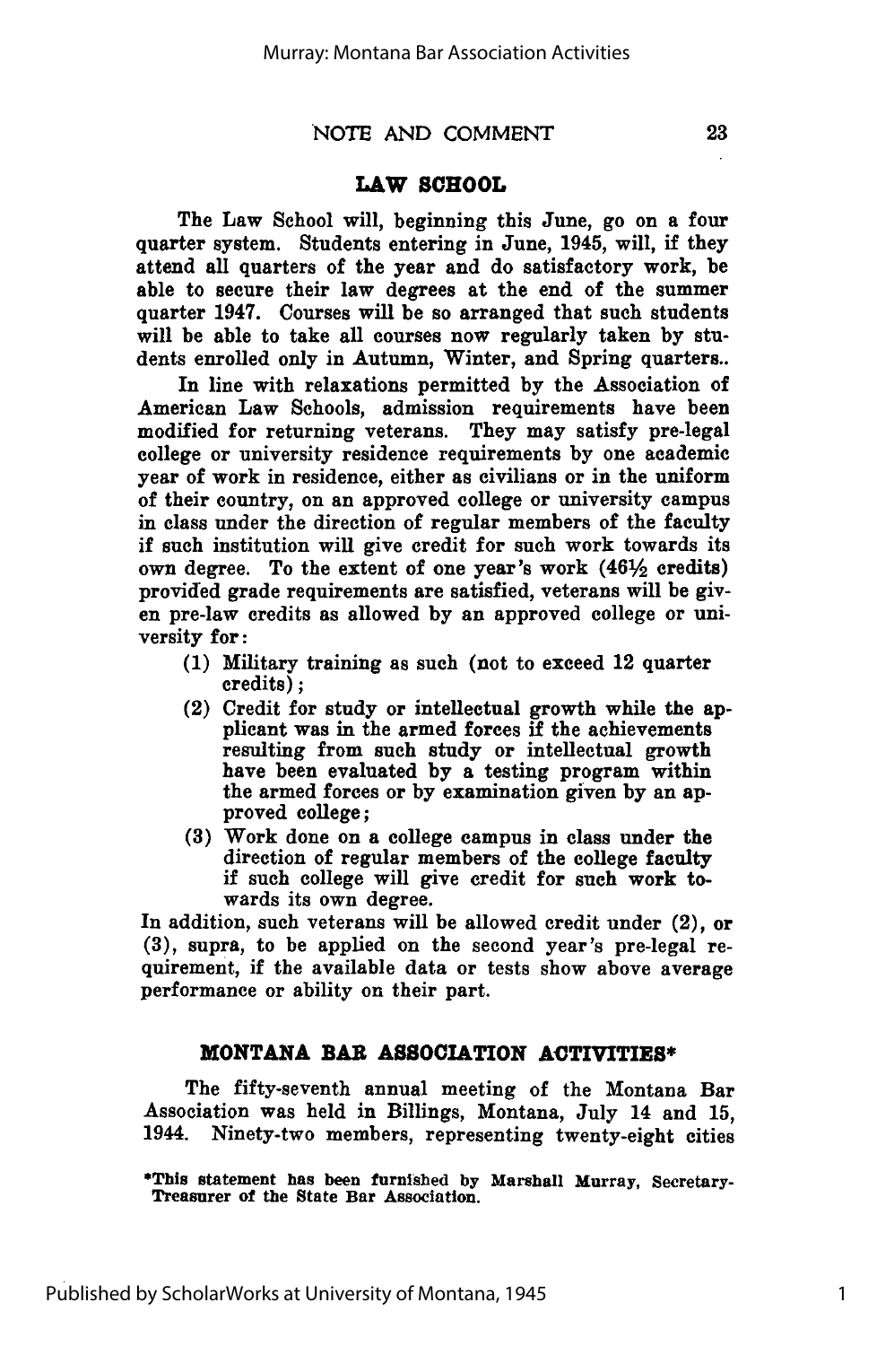## LAW SCHOOL

The Law School will, beginning this June, go on a four quarter system. Students entering in June, 1945, will, if they attend all quarters of the year and do satisfactory work, be able to secure their law degrees at the end of the summer quarter 1947. Courses will be so arranged that such students will be able to take all courses now regularly taken by students enrolled only in Autumn, Winter, and Spring quarters..

In line with relaxations permitted by the Association of American Law Schools, admission requirements have been modified for returning veterans. They may satisfy pre-legal college or university residence requirements by one academic year of work in residence, either as civilians or in the uniform of their country, on an approved college or university campus in class under the direction of regular members of the faculty if such institution will give credit for such work towards its own degree. To the extent of one year's work (46½ credits) provided grade requirements are satisfied, veterans will be given pre-law credits as allowed by an approved college or university for:

(1) Military training as such (not to exceed 12 quarter credits);
(2) Credit for study or intellectual growth while the applicant was in the armed forces if the achievements resulting from such study or intellectual growth have been evaluated by a testing program within the armed forces or by examination given by an approved college;
(3) Work done on a college campus in class under the direction of regular members of the college faculty if such college will give credit for such work towards its own degree.

In addition, such veterans will be allowed credit under (2), or (3), supra, to be applied on the second year's pre-legal requirement, if the available data or tests show above average performance or ability on their part.

## MONTANA BAR ASSOCIATION ACTIVITIES*

The fifty-seventh annual meeting of the Montana Bar Association was held in Billings, Montana, July 14 and 15, 1944. Ninety-two members, representing twenty-eight cities

*This statement has been furnished by Marshall Murray, Secretary-Treasurer of the State Bar Association.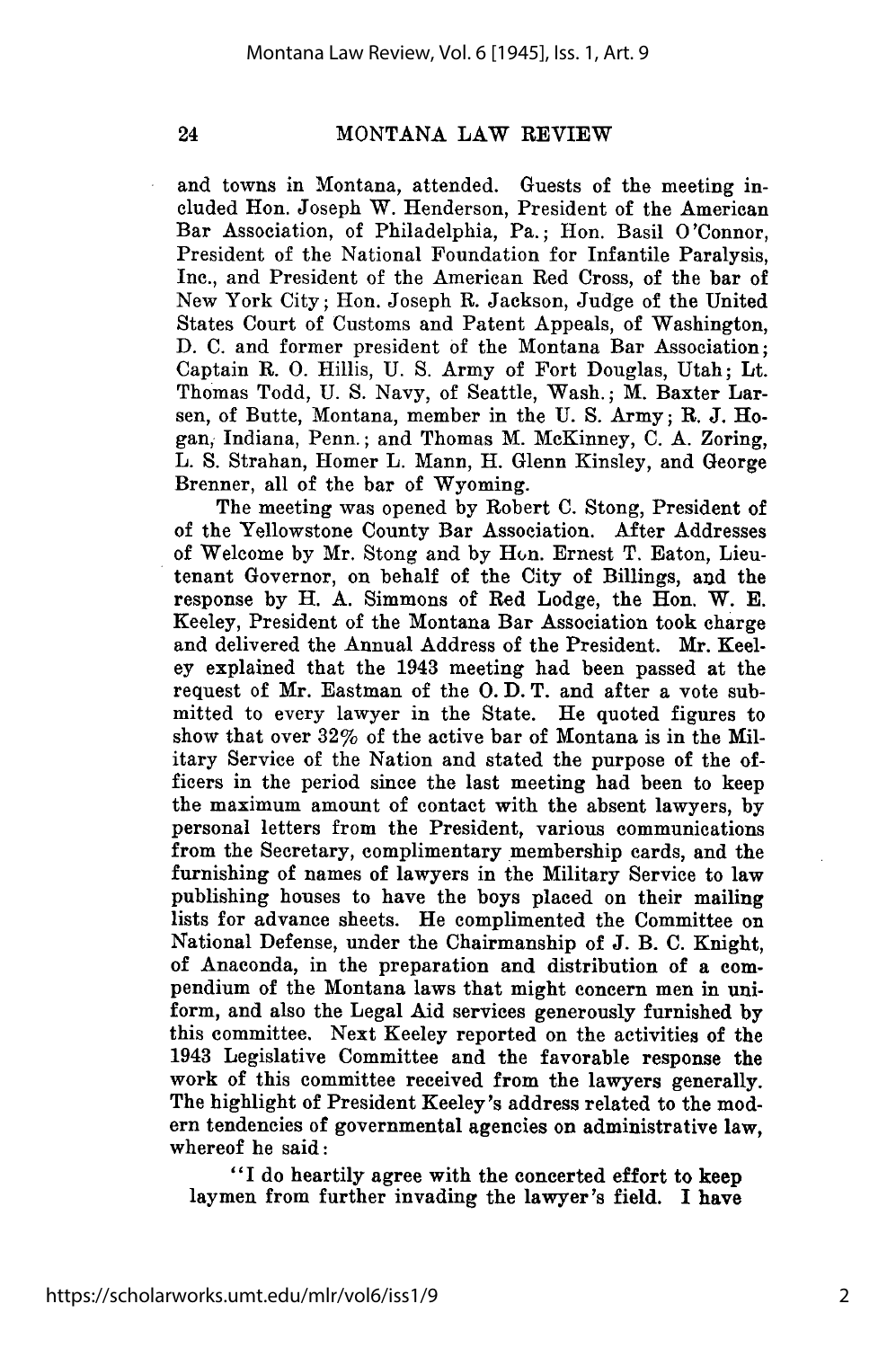and towns in Montana, attended. Guests of the meeting included Hon. Joseph W. Henderson, President of the American Bar Association, of Philadelphia, Pa.; Hon. Basil O'Connor, President of the National Foundation for Infantile Paralysis, Inc., and President of the American Red Cross, of the bar of New York City; Hon. Joseph R. Jackson, Judge of the United States Court of Customs and Patent Appeals, of Washington, D. C. and former president of the Montana Bar Association; Captain R. O. Hillis, U. S. Army of Fort Douglas, Utah; Lt. Thomas Todd, U. S. Navy, of Seattle, Wash.; M. Baxter Larsen, of Butte, Montana, member in the U. S. Army; R. J. Hogan, Indiana, Penn.; and Thomas M. McKinney, C. A. Zoring, L. S. Strahan, Homer L. Mann, H. Glenn Kinsley, and George Brenner, all of the bar of Wyoming.

The meeting was opened by Robert C. Stong, President of of the Yellowstone County Bar Association. After Addresses of Welcome by Mr. Stong and by Hon. Ernest T. Eaton, Lieutenant Governor, on behalf of the City of Billings, and the response by H. A. Simmons of Red Lodge, the Hon. W. E. Keeley, President of the Montana Bar Association took charge and delivered the Annual Address of the President. Mr. Keeley explained that the 1943 meeting had been passed at the request of Mr. Eastman of the O. D. T. and after a vote submitted to every lawyer in the State. He quoted figures to show that over 32% of the active bar of Montana is in the Military Service of the Nation and stated the purpose of the officers in the period since the last meeting had been to keep the maximum amount of contact with the absent lawyers, by personal letters from the President, various communications from the Secretary, complimentary membership cards, and the furnishing of names of lawyers in the Military Service to law publishing houses to have the boys placed on their mailing lists for advance sheets. He complimented the Committee on National Defense, under the Chairmanship of J. B. C. Knight, of Anaconda, in the preparation and distribution of a compendium of the Montana laws that might concern men in uniform, and also the Legal Aid services generously furnished by this committee. Next Keeley reported on the activities of the 1943 Legislative Committee and the favorable response the work of this committee received from the lawyers generally. The highlight of President Keeley's address related to the modern tendencies of governmental agencies on administrative law, whereof he said:

"I do heartily agree with the concerted effort to keep laymen from further invading the lawyer's field. I have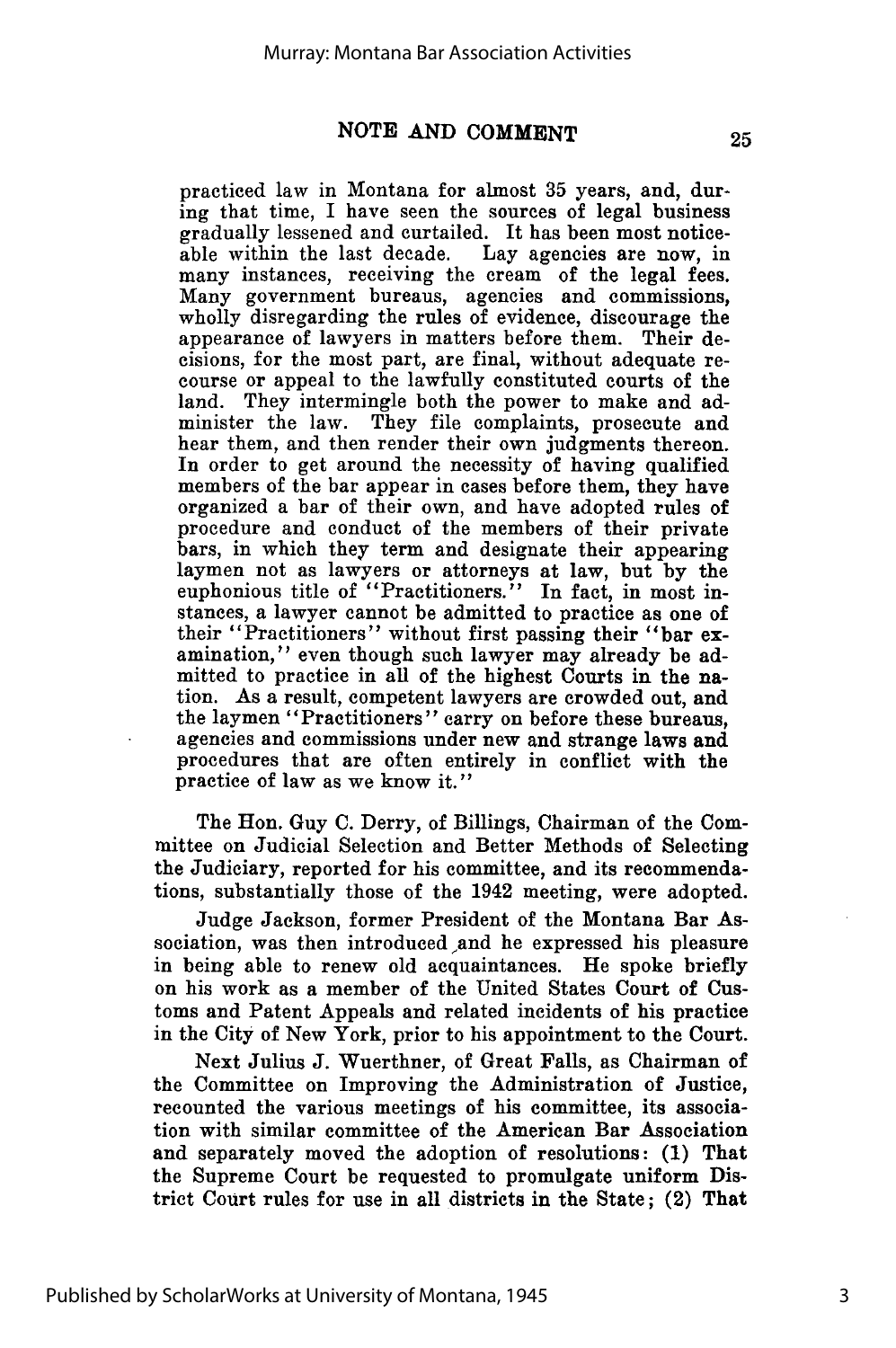practiced law in Montana for almost 35 years, and, during that time, I have seen the sources of legal business gradually lessened and curtailed. It has been most noticeable within the last decade. Lay agencies are now, in many instances, receiving the cream of the legal fees. Many government bureaus, agencies and commissions, wholly disregarding the rules of evidence, discourage the appearance of lawyers in matters before them. Their decisions, for the most part, are final, without adequate recourse or appeal to the lawfully constituted courts of the land. They intermingle both the power to make and administer the law. They file complaints, prosecute and hear them, and then render their own judgments thereon. In order to get around the necessity of having qualified members of the bar appear in cases before them, they have organized a bar of their own, and have adopted rules of procedure and conduct of the members of their private bars, in which they term and designate their appearing laymen not as lawyers or attorneys at law, but by the euphonious title of "Practitioners." In fact, in most instances, a lawyer cannot be admitted to practice as one of their "Practitioners" without first passing their "bar examination," even though such lawyer may already be admitted to practice in all of the highest Courts in the nation. As a result, competent lawyers are crowded out, and the laymen "Practitioners" carry on before these bureaus, agencies and commissions under new and strange laws and procedures that are often entirely in conflict with the practice of law as we know it."

The Hon. Guy C. Derry, of Billings, Chairman of the Committee on Judicial Selection and Better Methods of Selecting the Judiciary, reported for his committee, and its recommendations, substantially those of the 1942 meeting, were adopted.

Judge Jackson, former President of the Montana Bar Association, was then introduced and he expressed his pleasure in being able to renew old acquaintances. He spoke briefly on his work as a member of the United States Court of Customs and Patent Appeals and related incidents of his practice in the City of New York, prior to his appointment to the Court.

Next Julius J. Wuerthner, of Great Falls, as Chairman of the Committee on Improving the Administration of Justice, recounted the various meetings of his committee, its association with similar committee of the American Bar Association and separately moved the adoption of resolutions: (1) That the Supreme Court be requested to promulgate uniform District Court rules for use in all districts in the State; (2) That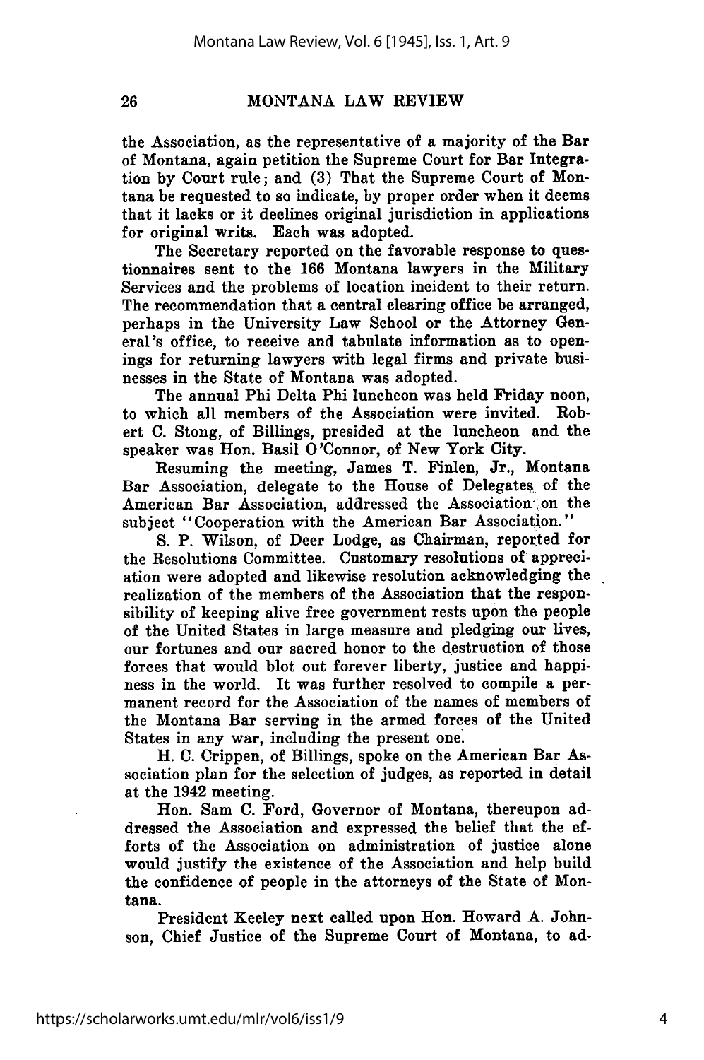the Association, as the representative of a majority of the Bar of Montana, again petition the Supreme Court for Bar Integration by Court rule; and (3) That the Supreme Court of Montana be requested to so indicate, by proper order when it deems that it lacks or it declines original jurisdiction in applications for original writs. Each was adopted.

The Secretary reported on the favorable response to questionnaires sent to the 166 Montana lawyers in the Military Services and the problems of location incident to their return. The recommendation that a central clearing office be arranged, perhaps in the University Law School or the Attorney General's office, to receive and tabulate information as to openings for returning lawyers with legal firms and private businesses in the State of Montana was adopted.

The annual Phi Delta Phi luncheon was held Friday noon, to which all members of the Association were invited. Robert C. Stong, of Billings, presided at the luncheon and the speaker was Hon. Basil O'Connor, of New York City.

Resuming the meeting, James T. Finlen, Jr., Montana Bar Association, delegate to the House of Delegates of the American Bar Association, addressed the Association on the subject "Cooperation with the American Bar Association."

S. P. Wilson, of Deer Lodge, as Chairman, reported for the Resolutions Committee. Customary resolutions of appreciation were adopted and likewise resolution acknowledging the realization of the members of the Association that the responsibility of keeping alive free government rests upon the people of the United States in large measure and pledging our lives, our fortunes and our sacred honor to the destruction of those forces that would blot out forever liberty, justice and happiness in the world. It was further resolved to compile a permanent record for the Association of the names of members of the Montana Bar serving in the armed forces of the United States in any war, including the present one.

H. C. Crippen, of Billings, spoke on the American Bar Association plan for the selection of judges, as reported in detail at the 1942 meeting.

Hon. Sam C. Ford, Governor of Montana, thereupon addressed the Association and expressed the belief that the efforts of the Association on administration of justice alone would justify the existence of the Association and help build the confidence of people in the attorneys of the State of Montana.

President Keeley next called upon Hon. Howard A. Johnson, Chief Justice of the Supreme Court of Montana, to ad-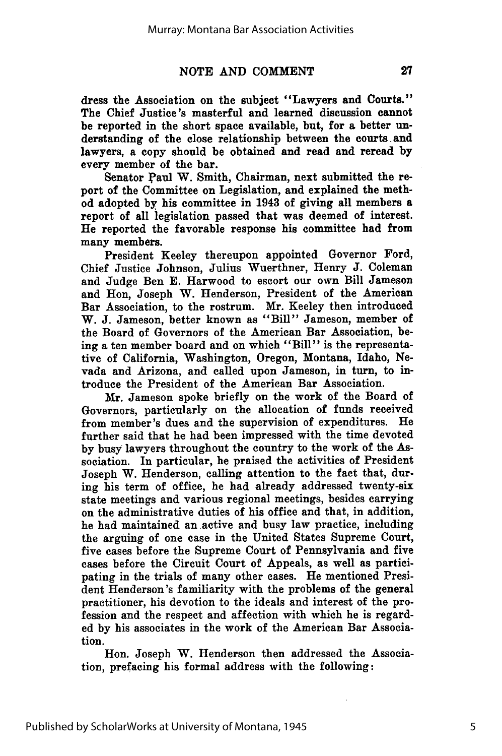dress the Association on the subject "Lawyers and Courts." The Chief Justice's masterful and learned discussion cannot be reported in the short space available, but, for a better understanding of the close relationship between the courts and lawyers, a copy should be obtained and read and reread by every member of the bar.

Senator Paul W. Smith, Chairman, next submitted the report of the Committee on Legislation, and explained the method adopted by his committee in 1943 of giving all members a report of all legislation passed that was deemed of interest. He reported the favorable response his committee had from many members.

President Keeley thereupon appointed Governor Ford, Chief Justice Johnson, Julius Wuerthner, Henry J. Coleman and Judge Ben E. Harwood to escort our own Bill Jameson and Hon, Joseph W. Henderson, President of the American Bar Association, to the rostrum. Mr. Keeley then introduced W. J. Jameson, better known as "Bill" Jameson, member of the Board of Governors of the American Bar Association, being a ten member board and on which "Bill" is the representative of California, Washington, Oregon, Montana, Idaho, Nevada and Arizona, and called upon Jameson, in turn, to introduce the President of the American Bar Association.

Mr. Jameson spoke briefly on the work of the Board of Governors, particularly on the allocation of funds received from member's dues and the supervision of expenditures. He further said that he had been impressed with the time devoted by busy lawyers throughout the country to the work of the Association. In particular, he praised the activities of President Joseph W. Henderson, calling attention to the fact that, during his term of office, he had already addressed twenty-six state meetings and various regional meetings, besides carrying on the administrative duties of his office and that, in addition, he had maintained an active and busy law practice, including the arguing of one case in the United States Supreme Court, five cases before the Supreme Court of Pennsylvania and five cases before the Circuit Court of Appeals, as well as participating in the trials of many other cases. He mentioned President Henderson's familiarity with the problems of the general practitioner, his devotion to the ideals and interest of the profession and the respect and affection with which he is regarded by his associates in the work of the American Bar Association.

Hon. Joseph W. Henderson then addressed the Association, prefacing his formal address with the following: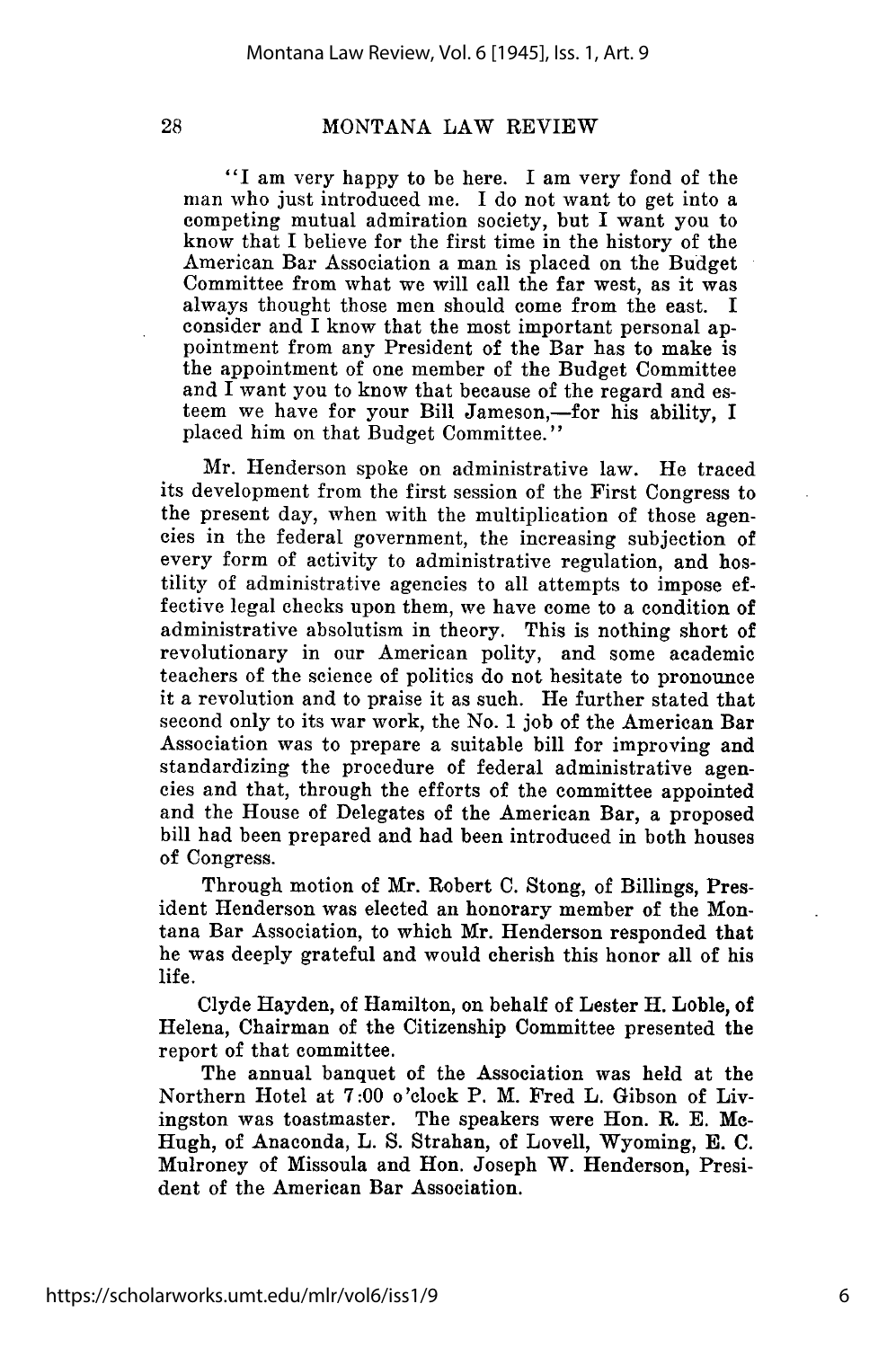"I am very happy to be here. I am very fond of the man who just introduced me. I do not want to get into a competing mutual admiration society, but I want you to know that I believe for the first time in the history of the American Bar Association a man is placed on the Budget Committee from what we will call the far west, as it was always thought those men should come from the east. I consider and I know that the most important personal appointment from any President of the Bar has to make is the appointment of one member of the Budget Committee and I want you to know that because of the regard and esteem we have for your Bill Jameson,—for his ability, I placed him on that Budget Committee."

Mr. Henderson spoke on administrative law. He traced its development from the first session of the First Congress to the present day, when with the multiplication of those agencies in the federal government, the increasing subjection of every form of activity to administrative regulation, and hostility of administrative agencies to all attempts to impose effective legal checks upon them, we have come to a condition of administrative absolutism in theory. This is nothing short of revolutionary in our American polity, and some academic teachers of the science of politics do not hesitate to pronounce it a revolution and to praise it as such. He further stated that second only to its war work, the No. 1 job of the American Bar Association was to prepare a suitable bill for improving and standardizing the procedure of federal administrative agencies and that, through the efforts of the committee appointed and the House of Delegates of the American Bar, a proposed bill had been prepared and had been introduced in both houses of Congress.

Through motion of Mr. Robert C. Stong, of Billings, President Henderson was elected an honorary member of the Montana Bar Association, to which Mr. Henderson responded that he was deeply grateful and would cherish this honor all of his life.

Clyde Hayden, of Hamilton, on behalf of Lester H. Loble, of Helena, Chairman of the Citizenship Committee presented the report of that committee.

The annual banquet of the Association was held at the Northern Hotel at 7:00 o'clock P. M. Fred L. Gibson of Livingston was toastmaster. The speakers were Hon. R. E. McHugh, of Anaconda, L. S. Strahan, of Lovell, Wyoming, E. C. Mulroney of Missoula and Hon. Joseph W. Henderson, President of the American Bar Association.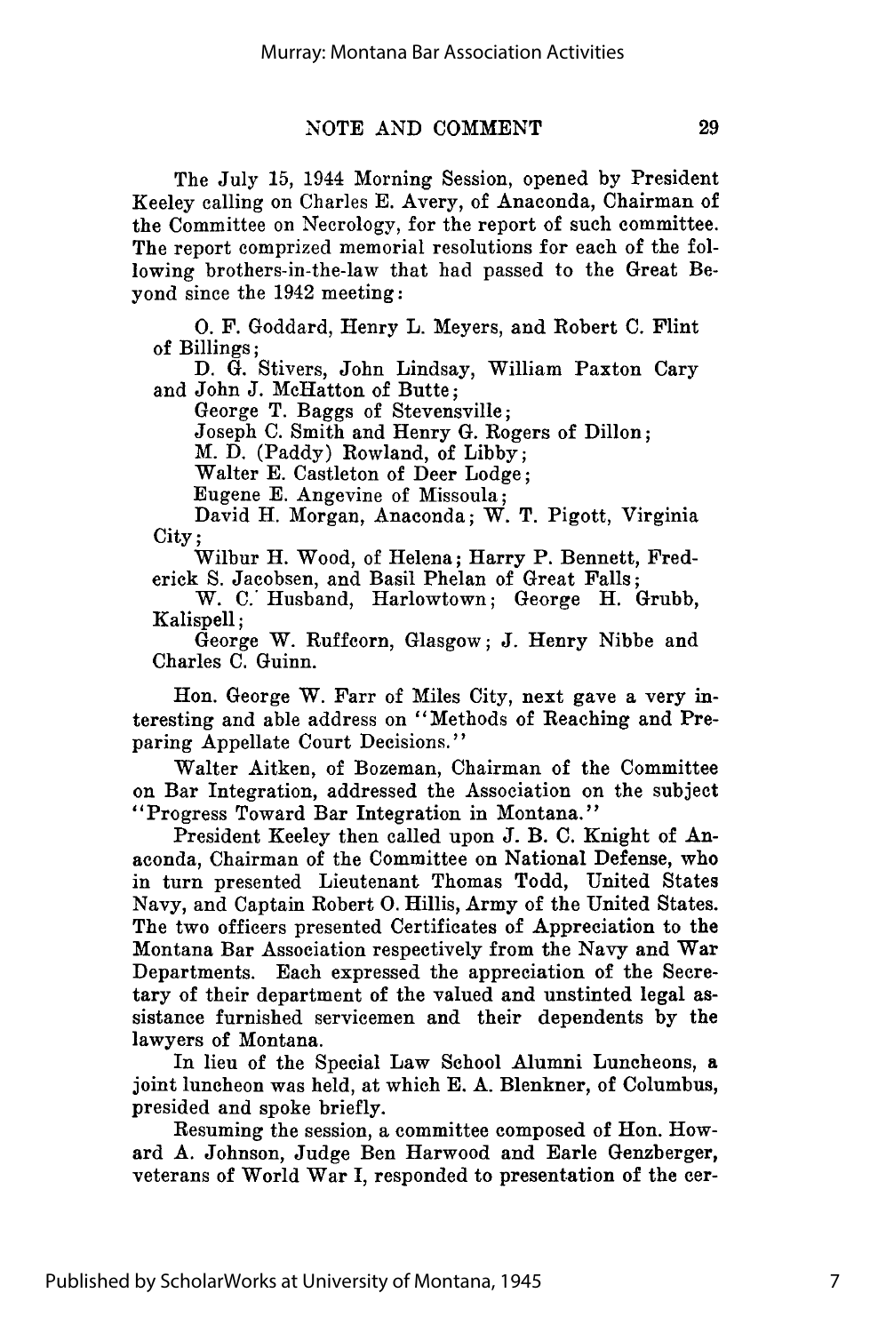The July 15, 1944 Morning Session, opened by President Keeley calling on Charles E. Avery, of Anaconda, Chairman of the Committee on Necrology, for the report of such committee. The report comprized memorial resolutions for each of the following brothers-in-the-law that had passed to the Great Beyond since the 1942 meeting:

O. F. Goddard, Henry L. Meyers, and Robert C. Flint of Billings;
D. G. Stivers, John Lindsay, William Paxton Cary and John J. McHatton of Butte;
George T. Baggs of Stevensville;
Joseph C. Smith and Henry G. Rogers of Dillon;
M. D. (Paddy) Rowland, of Libby;
Walter E. Castleton of Deer Lodge;
Eugene E. Angevine of Missoula;
David H. Morgan, Anaconda; W. T. Pigott, Virginia City;
Wilbur H. Wood, of Helena; Harry P. Bennett, Frederick S. Jacobsen, and Basil Phelan of Great Falls;
W. C. Husband, Harlowtown; George H. Grubb, Kalispell;
George W. Ruffcorn, Glasgow; J. Henry Nibbe and Charles C. Guinn.

Hon. George W. Farr of Miles City, next gave a very interesting and able address on "Methods of Reaching and Preparing Appellate Court Decisions."

Walter Aitken, of Bozeman, Chairman of the Committee on Bar Integration, addressed the Association on the subject "Progress Toward Bar Integration in Montana."

President Keeley then called upon J. B. C. Knight of Anaconda, Chairman of the Committee on National Defense, who in turn presented Lieutenant Thomas Todd, United States Navy, and Captain Robert O. Hillis, Army of the United States. The two officers presented Certificates of Appreciation to the Montana Bar Association respectively from the Navy and War Departments. Each expressed the appreciation of the Secretary of their department of the valued and unstinted legal assistance furnished servicemen and their dependents by the lawyers of Montana.

In lieu of the Special Law School Alumni Luncheons, a joint luncheon was held, at which E. A. Blenkner, of Columbus, presided and spoke briefly.

Resuming the session, a committee composed of Hon. Howard A. Johnson, Judge Ben Harwood and Earle Genzberger, veterans of World War I, responded to presentation of the cer-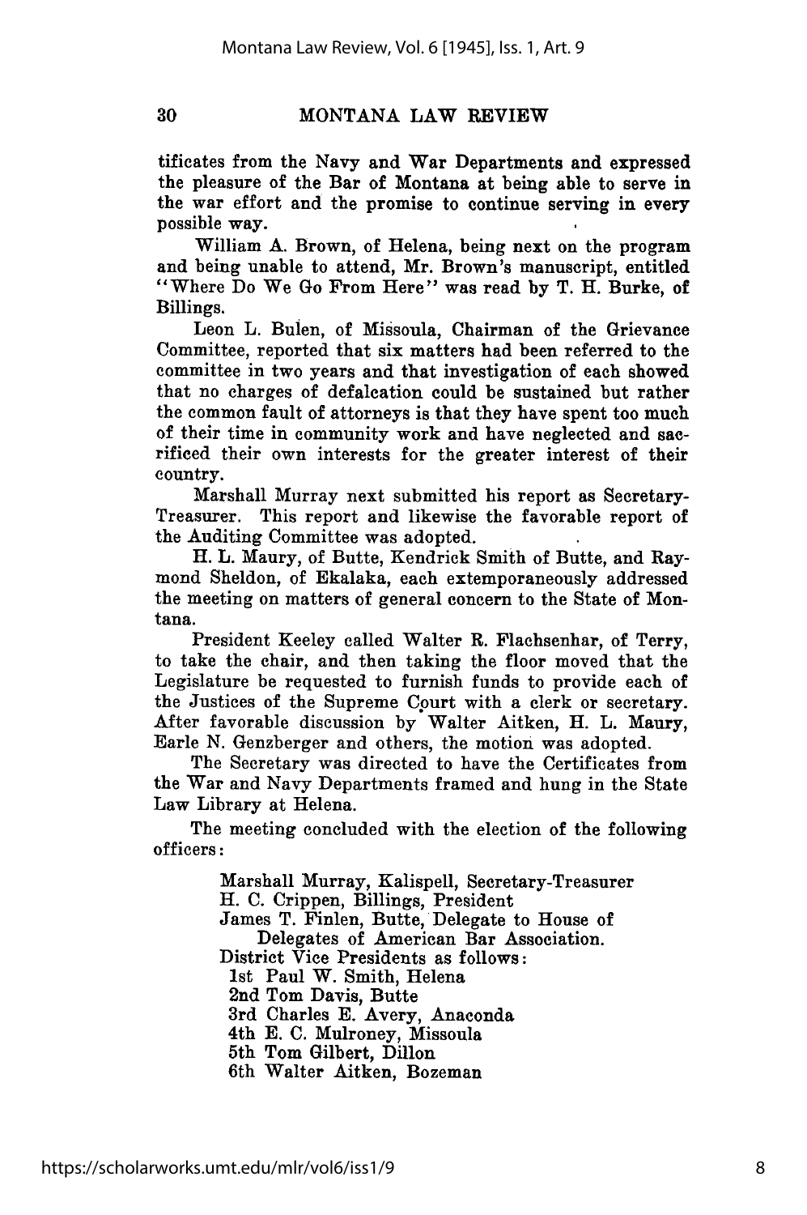tificates from the Navy and War Departments and expressed the pleasure of the Bar of Montana at being able to serve in the war effort and the promise to continue serving in every possible way.

William A. Brown, of Helena, being next on the program and being unable to attend, Mr. Brown's manuscript, entitled "Where Do We Go From Here" was read by T. H. Burke, of Billings.

Leon L. Bulen, of Missoula, Chairman of the Grievance Committee, reported that six matters had been referred to the committee in two years and that investigation of each showed that no charges of defalcation could be sustained but rather the common fault of attorneys is that they have spent too much of their time in community work and have neglected and sacrificed their own interests for the greater interest of their country.

Marshall Murray next submitted his report as Secretary-Treasurer. This report and likewise the favorable report of the Auditing Committee was adopted.

H. L. Maury, of Butte, Kendrick Smith of Butte, and Raymond Sheldon, of Ekalaka, each extemporaneously addressed the meeting on matters of general concern to the State of Montana.

President Keeley called Walter R. Flachsenhar, of Terry, to take the chair, and then taking the floor moved that the Legislature be requested to furnish funds to provide each of the Justices of the Supreme Court with a clerk or secretary. After favorable discussion by Walter Aitken, H. L. Maury, Earle N. Genzberger and others, the motion was adopted.

The Secretary was directed to have the Certificates from the War and Navy Departments framed and hung in the State Law Library at Helena.

The meeting concluded with the election of the following officers:

Marshall Murray, Kalispell, Secretary-Treasurer
H. C. Crippen, Billings, President
James T. Finlen, Butte, Delegate to House of Delegates of American Bar Association.
District Vice Presidents as follows:
1st Paul W. Smith, Helena
2nd Tom Davis, Butte
3rd Charles E. Avery, Anaconda
4th E. C. Mulroney, Missoula
5th Tom Gilbert, Dillon
6th Walter Aitken, Bozeman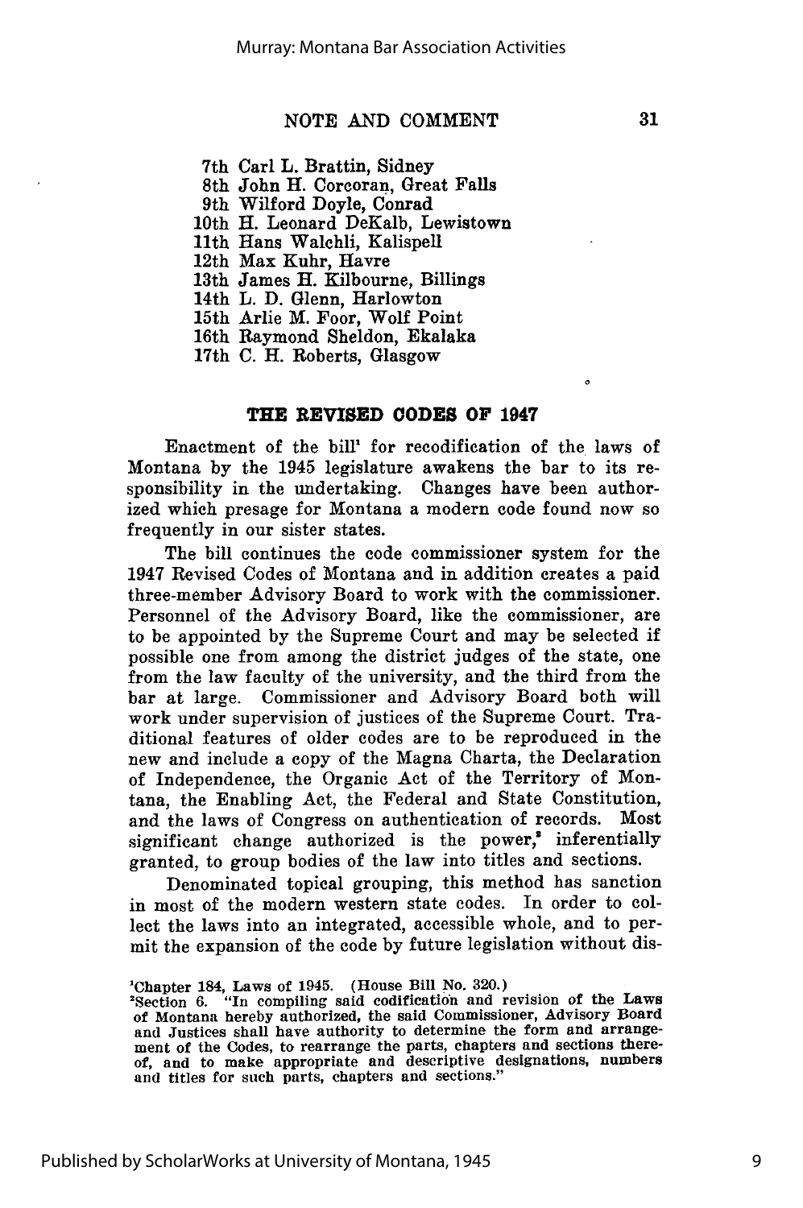7th Carl L. Brattin, Sidney
8th John H. Corcoran, Great Falls
9th Wilford Doyle, Conrad
10th H. Leonard DeKalb, Lewistown
11th Hans Walchli, Kalispell
12th Max Kuhr, Havre
13th James H. Kilbourne, Billings
14th L. D. Glenn, Harlowton
15th Arlie M. Foor, Wolf Point
16th Raymond Sheldon, Ekalaka
17th C. H. Roberts, Glasgow

## THE REVISED CODES OF 1947

Enactment of the bill[1] for recodification of the laws of Montana by the 1945 legislature awakens the bar to its responsibility in the undertaking. Changes have been authorized which presage for Montana a modern code found now so frequently in our sister states.

The bill continues the code commissioner system for the 1947 Revised Codes of Montana and in addition creates a paid three-member Advisory Board to work with the commissioner. Personnel of the Advisory Board, like the commissioner, are to be appointed by the Supreme Court and may be selected if possible one from among the district judges of the state, one from the law faculty of the university, and the third from the bar at large. Commissioner and Advisory Board both will work under supervision of justices of the Supreme Court. Traditional features of older codes are to be reproduced in the new and include a copy of the Magna Charta, the Declaration of Independence, the Organic Act of the Territory of Montana, the Enabling Act, the Federal and State Constitution, and the laws of Congress on authentication of records. Most significant change authorized is the power,[2] inferentially granted, to group bodies of the law into titles and sections.

Denominated topical grouping, this method has sanction in most of the modern western state codes. In order to collect the laws into an integrated, accessible whole, and to permit the expansion of the code by future legislation without dis-

[1]Chapter 184, Laws of 1945. (House Bill No. 320.)

[2]Section 6. "In compiling said codification and revision of the Laws of Montana hereby authorized, the said Commissioner, Advisory Board and Justices shall have authority to determine the form and arrangement of the Codes, to rearrange the parts, chapters and sections thereof, and to make appropriate and descriptive designations, numbers and titles for such parts, chapters and sections."